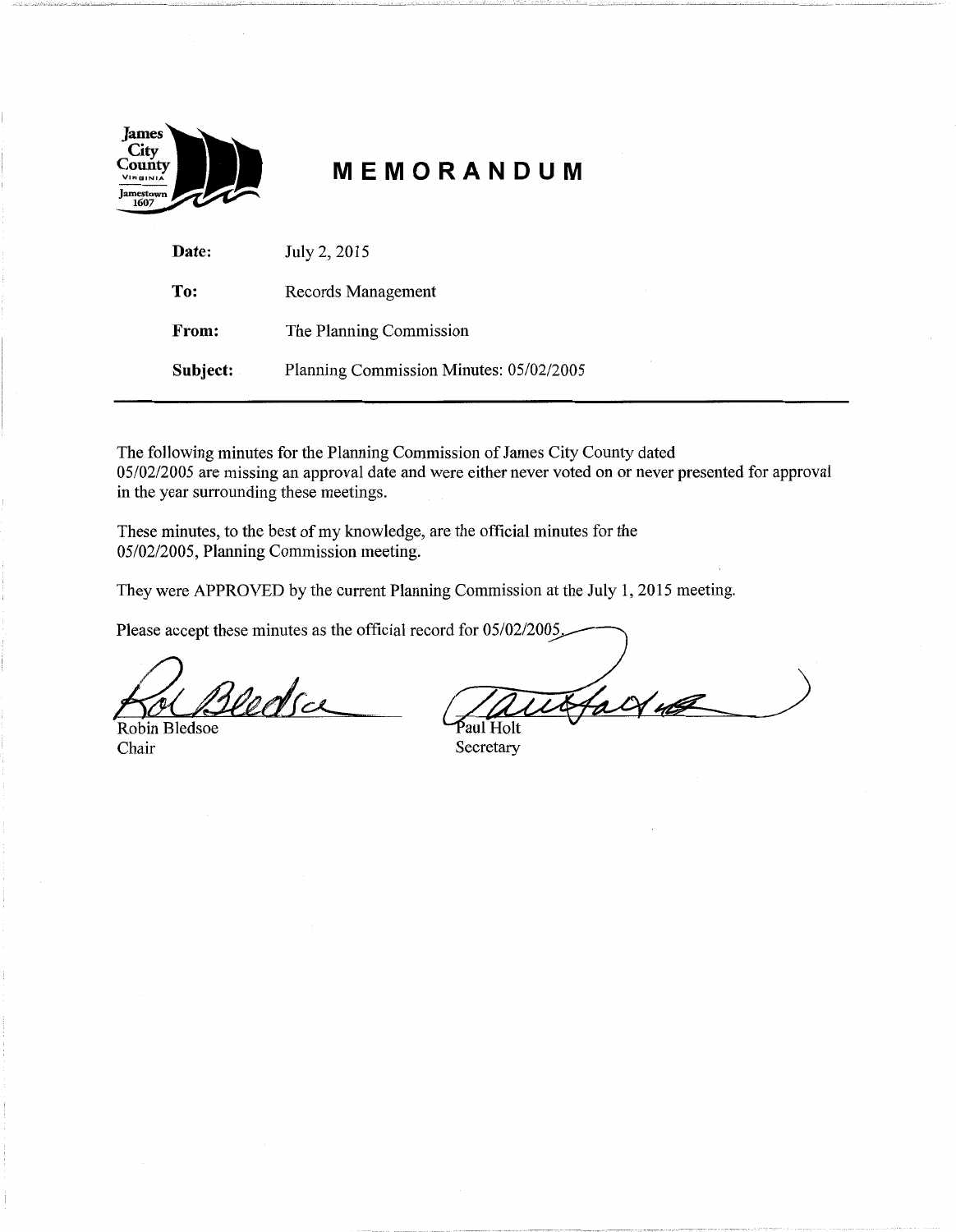James City County VIRGINIA Jamestown 1607

# MEMORANDUM

**Date:** July 2, 2015

**To:** Records Management

**From:** The Planning Commission

**Subject:** Planning Commission Minutes: 05/02/2005

---

The following minutes for the Planning Commission of James City County dated 05/02/2005 are missing an approval date and were either never voted on or never presented for approval in the year surrounding these meetings.

These minutes, to the best of my knowledge, are the official minutes for the 05/02/2005, Planning Commission meeting.

They were APPROVED by the current Planning Commission at the July 1, 2015 meeting.

Please accept these minutes as the official record for 05/02/2005.

Robin Bledsoe
Chair

Paul Holt
Secretary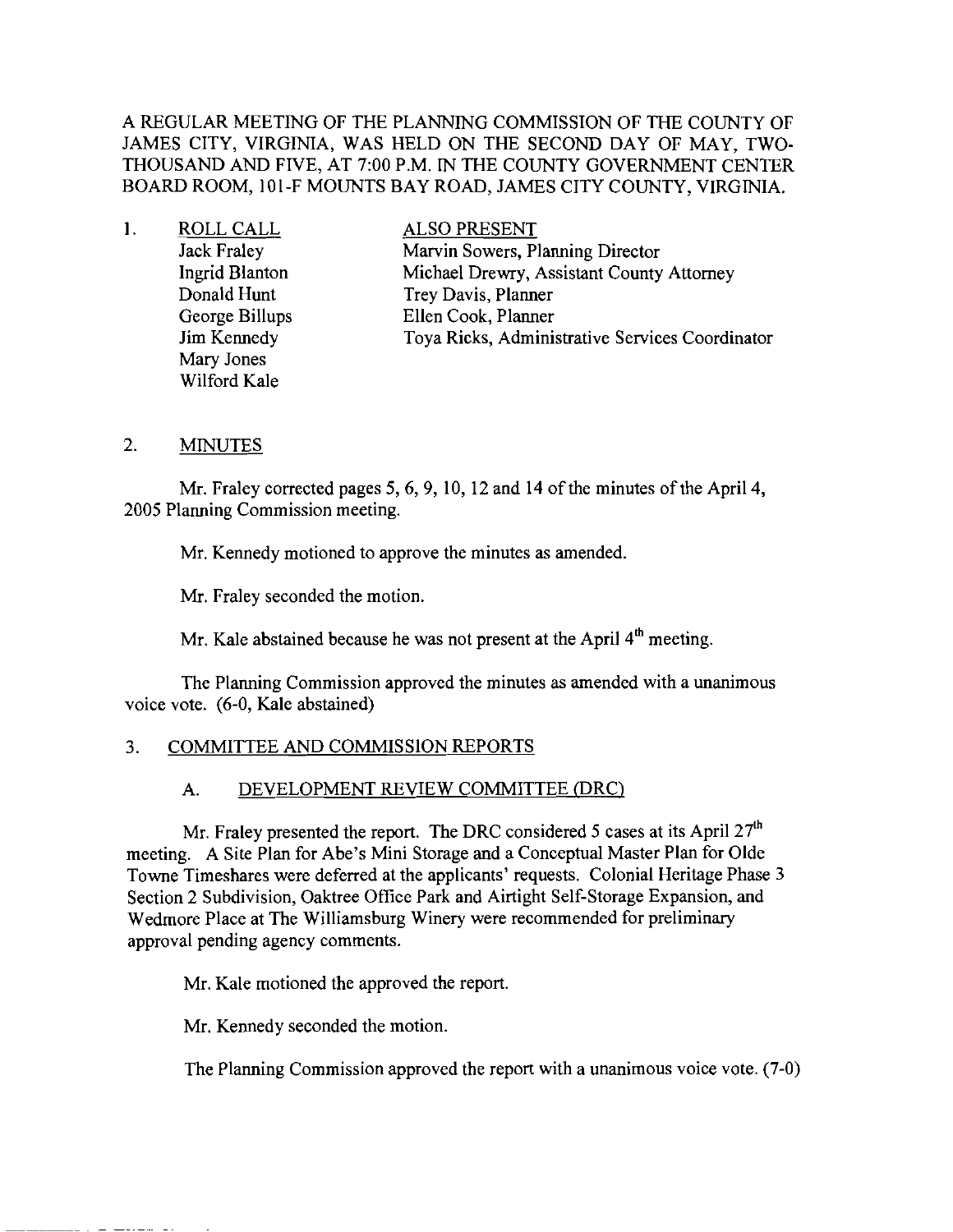A REGULAR MEETING OF THE PLANNING COMMISSION OF THE COUNTY OF JAMES CITY, VIRGINIA, WAS HELD ON THE SECOND DAY OF MAY, TWO-THOUSAND AND FIVE, AT 7:00 P.M. IN THE COUNTY GOVERNMENT CENTER BOARD ROOM, 101-F MOUNTS BAY ROAD, JAMES CITY COUNTY, VIRGINIA.

1. ROLL CALL

| ROLL CALL | ALSO PRESENT |
| --- | --- |
| Jack Fraley | Marvin Sowers, Planning Director |
| Ingrid Blanton | Michael Drewry, Assistant County Attorney |
| Donald Hunt | Trey Davis, Planner |
| George Billups | Ellen Cook, Planner |
| Jim Kennedy | Toya Ricks, Administrative Services Coordinator |
| Mary Jones | |
| Wilford Kale | |

2. MINUTES

Mr. Fraley corrected pages 5, 6, 9, 10, 12 and 14 of the minutes of the April 4, 2005 Planning Commission meeting.

Mr. Kennedy motioned to approve the minutes as amended.

Mr. Fraley seconded the motion.

Mr. Kale abstained because he was not present at the April 4th meeting.

The Planning Commission approved the minutes as amended with a unanimous voice vote. (6-0, Kale abstained)

3. COMMITTEE AND COMMISSION REPORTS

A. DEVELOPMENT REVIEW COMMITTEE (DRC)

Mr. Fraley presented the report. The DRC considered 5 cases at its April 27th meeting. A Site Plan for Abe's Mini Storage and a Conceptual Master Plan for Olde Towne Timeshares were deferred at the applicants' requests. Colonial Heritage Phase 3 Section 2 Subdivision, Oaktree Office Park and Airtight Self-Storage Expansion, and Wedmore Place at The Williamsburg Winery were recommended for preliminary approval pending agency comments.

Mr. Kale motioned the approved the report.

Mr. Kennedy seconded the motion.

The Planning Commission approved the report with a unanimous voice vote. (7-0)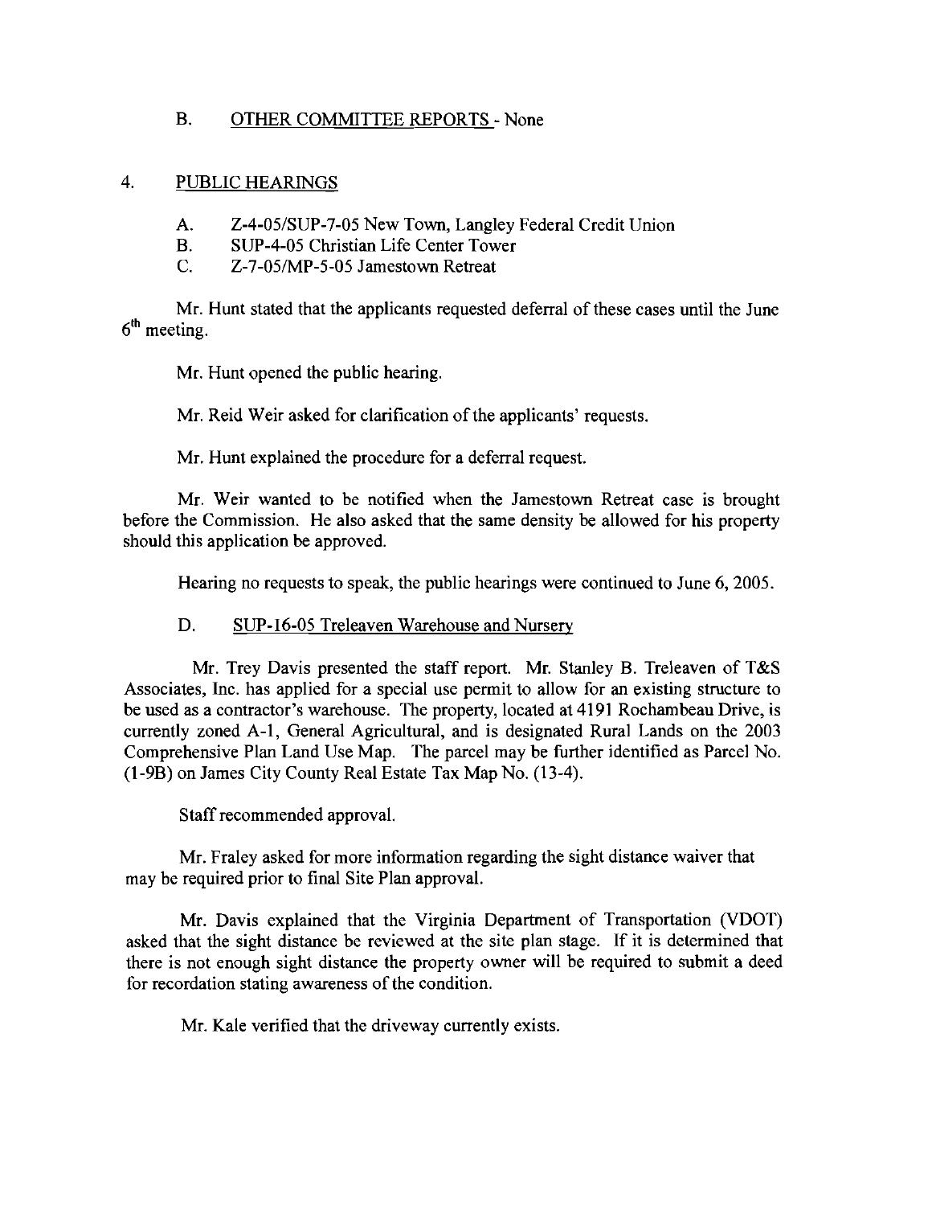B. OTHER COMMITTEE REPORTS - None

4. PUBLIC HEARINGS

A. Z-4-05/SUP-7-05 New Town, Langley Federal Credit Union
B. SUP-4-05 Christian Life Center Tower
C. Z-7-05/MP-5-05 Jamestown Retreat

Mr. Hunt stated that the applicants requested deferral of these cases until the June 6th meeting.

Mr. Hunt opened the public hearing.

Mr. Reid Weir asked for clarification of the applicants' requests.

Mr. Hunt explained the procedure for a deferral request.

Mr. Weir wanted to be notified when the Jamestown Retreat case is brought before the Commission. He also asked that the same density be allowed for his property should this application be approved.

Hearing no requests to speak, the public hearings were continued to June 6, 2005.

D. SUP-16-05 Treleaven Warehouse and Nursery

Mr. Trey Davis presented the staff report. Mr. Stanley B. Treleaven of T&S Associates, Inc. has applied for a special use permit to allow for an existing structure to be used as a contractor's warehouse. The property, located at 4191 Rochambeau Drive, is currently zoned A-1, General Agricultural, and is designated Rural Lands on the 2003 Comprehensive Plan Land Use Map. The parcel may be further identified as Parcel No. (1-9B) on James City County Real Estate Tax Map No. (13-4).

Staff recommended approval.

Mr. Fraley asked for more information regarding the sight distance waiver that may be required prior to final Site Plan approval.

Mr. Davis explained that the Virginia Department of Transportation (VDOT) asked that the sight distance be reviewed at the site plan stage. If it is determined that there is not enough sight distance the property owner will be required to submit a deed for recordation stating awareness of the condition.

Mr. Kale verified that the driveway currently exists.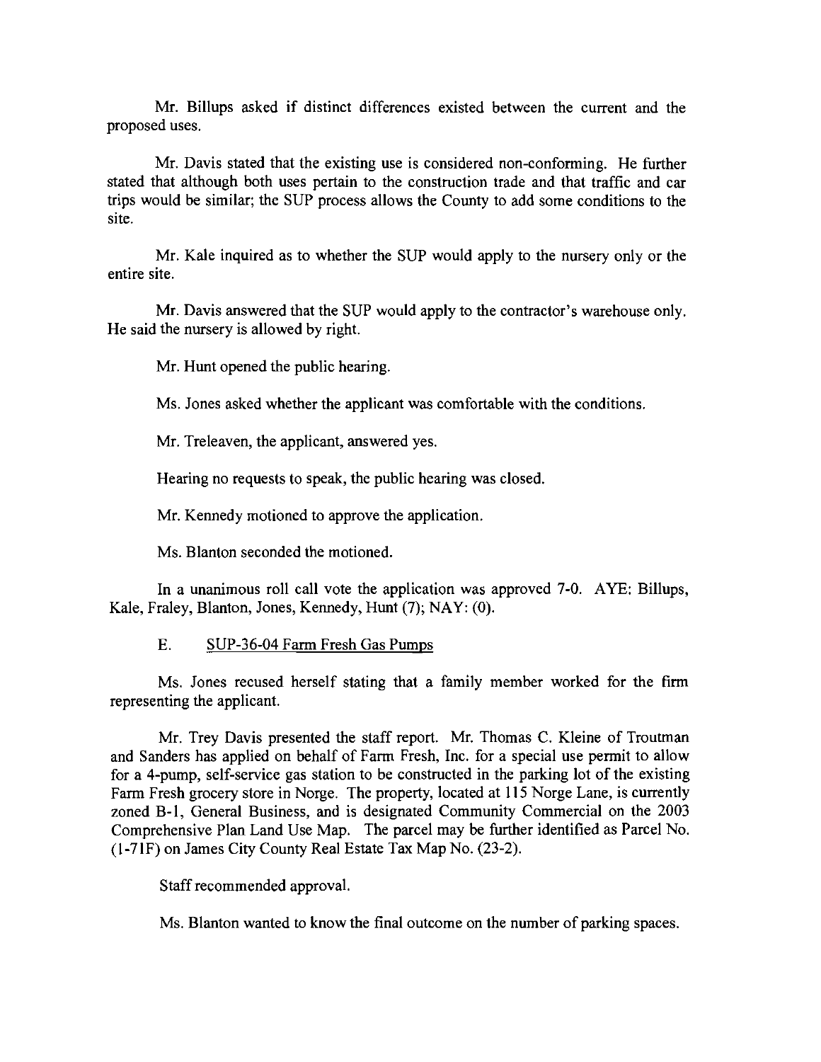Mr. Billups asked if distinct differences existed between the current and the proposed uses.

Mr. Davis stated that the existing use is considered non-conforming. He further stated that although both uses pertain to the construction trade and that traffic and car trips would be similar; the SUP process allows the County to add some conditions to the site.

Mr. Kale inquired as to whether the SUP would apply to the nursery only or the entire site.

Mr. Davis answered that the SUP would apply to the contractor's warehouse only. He said the nursery is allowed by right.

Mr. Hunt opened the public hearing.

Ms. Jones asked whether the applicant was comfortable with the conditions.

Mr. Treleaven, the applicant, answered yes.

Hearing no requests to speak, the public hearing was closed.

Mr. Kennedy motioned to approve the application.

Ms. Blanton seconded the motioned.

In a unanimous roll call vote the application was approved 7-0. AYE: Billups, Kale, Fraley, Blanton, Jones, Kennedy, Hunt (7); NAY: (0).

E. SUP-36-04 Farm Fresh Gas Pumps

Ms. Jones recused herself stating that a family member worked for the firm representing the applicant.

Mr. Trey Davis presented the staff report. Mr. Thomas C. Kleine of Troutman and Sanders has applied on behalf of Farm Fresh, Inc. for a special use permit to allow for a 4-pump, self-service gas station to be constructed in the parking lot of the existing Farm Fresh grocery store in Norge. The property, located at 115 Norge Lane, is currently zoned B-1, General Business, and is designated Community Commercial on the 2003 Comprehensive Plan Land Use Map. The parcel may be further identified as Parcel No. (1-71F) on James City County Real Estate Tax Map No. (23-2).

Staff recommended approval.

Ms. Blanton wanted to know the final outcome on the number of parking spaces.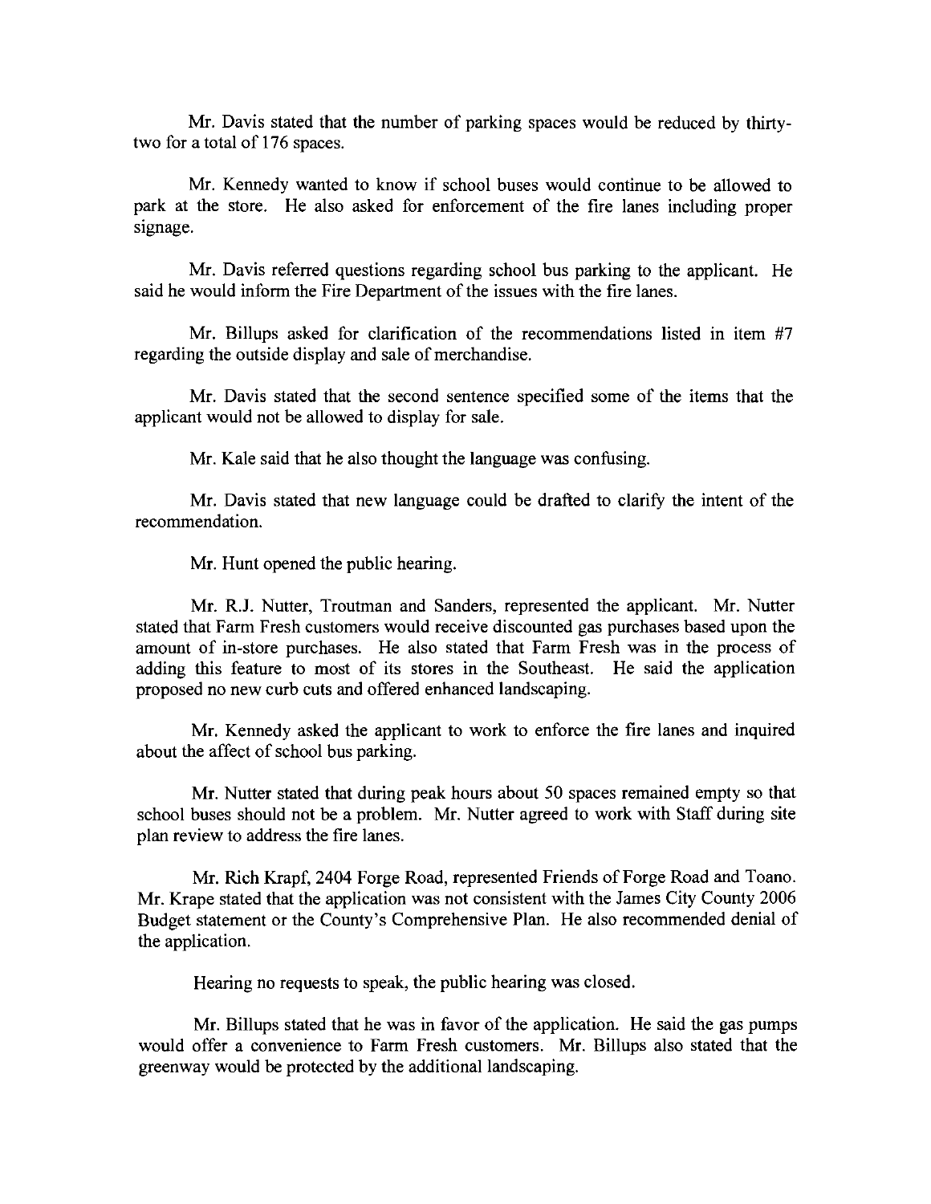Mr. Davis stated that the number of parking spaces would be reduced by thirty-two for a total of 176 spaces.

Mr. Kennedy wanted to know if school buses would continue to be allowed to park at the store. He also asked for enforcement of the fire lanes including proper signage.

Mr. Davis referred questions regarding school bus parking to the applicant. He said he would inform the Fire Department of the issues with the fire lanes.

Mr. Billups asked for clarification of the recommendations listed in item #7 regarding the outside display and sale of merchandise.

Mr. Davis stated that the second sentence specified some of the items that the applicant would not be allowed to display for sale.

Mr. Kale said that he also thought the language was confusing.

Mr. Davis stated that new language could be drafted to clarify the intent of the recommendation.

Mr. Hunt opened the public hearing.

Mr. R.J. Nutter, Troutman and Sanders, represented the applicant. Mr. Nutter stated that Farm Fresh customers would receive discounted gas purchases based upon the amount of in-store purchases. He also stated that Farm Fresh was in the process of adding this feature to most of its stores in the Southeast. He said the application proposed no new curb cuts and offered enhanced landscaping.

Mr. Kennedy asked the applicant to work to enforce the fire lanes and inquired about the affect of school bus parking.

Mr. Nutter stated that during peak hours about 50 spaces remained empty so that school buses should not be a problem. Mr. Nutter agreed to work with Staff during site plan review to address the fire lanes.

Mr. Rich Krapf, 2404 Forge Road, represented Friends of Forge Road and Toano. Mr. Krape stated that the application was not consistent with the James City County 2006 Budget statement or the County's Comprehensive Plan. He also recommended denial of the application.

Hearing no requests to speak, the public hearing was closed.

Mr. Billups stated that he was in favor of the application. He said the gas pumps would offer a convenience to Farm Fresh customers. Mr. Billups also stated that the greenway would be protected by the additional landscaping.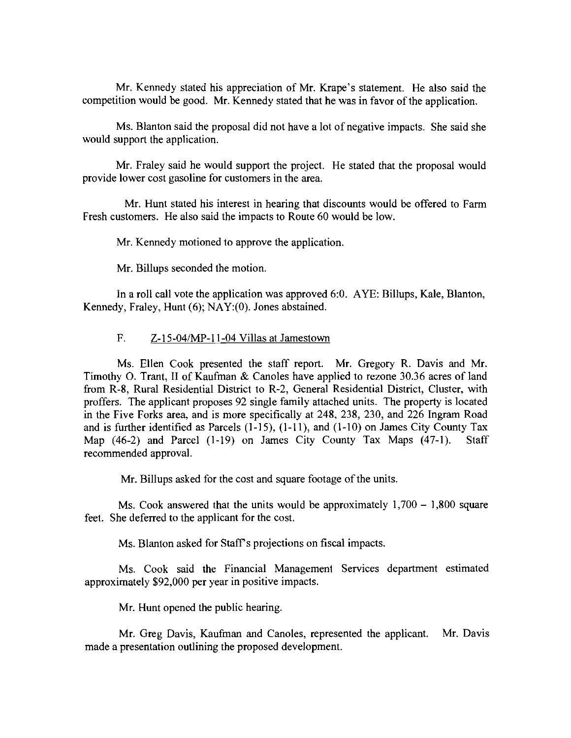Mr. Kennedy stated his appreciation of Mr. Krape's statement. He also said the competition would be good. Mr. Kennedy stated that he was in favor of the application.

Ms. Blanton said the proposal did not have a lot of negative impacts. She said she would support the application.

Mr. Fraley said he would support the project. He stated that the proposal would provide lower cost gasoline for customers in the area.

Mr. Hunt stated his interest in hearing that discounts would be offered to Farm Fresh customers. He also said the impacts to Route 60 would be low.

Mr. Kennedy motioned to approve the application.

Mr. Billups seconded the motion.

In a roll call vote the application was approved 6:0. AYE: Billups, Kale, Blanton, Kennedy, Fraley, Hunt (6); NAY:(0). Jones abstained.

F. Z-15-04/MP-11-04 Villas at Jamestown

Ms. Ellen Cook presented the staff report. Mr. Gregory R. Davis and Mr. Timothy O. Trant, II of Kaufman & Canoles have applied to rezone 30.36 acres of land from R-8, Rural Residential District to R-2, General Residential District, Cluster, with proffers. The applicant proposes 92 single family attached units. The property is located in the Five Forks area, and is more specifically at 248, 238, 230, and 226 Ingram Road and is further identified as Parcels (1-15), (1-11), and (1-10) on James City County Tax Map (46-2) and Parcel (1-19) on James City County Tax Maps (47-1). Staff recommended approval.

Mr. Billups asked for the cost and square footage of the units.

Ms. Cook answered that the units would be approximately 1,700 – 1,800 square feet. She deferred to the applicant for the cost.

Ms. Blanton asked for Staff's projections on fiscal impacts.

Ms. Cook said the Financial Management Services department estimated approximately $92,000 per year in positive impacts.

Mr. Hunt opened the public hearing.

Mr. Greg Davis, Kaufman and Canoles, represented the applicant. Mr. Davis made a presentation outlining the proposed development.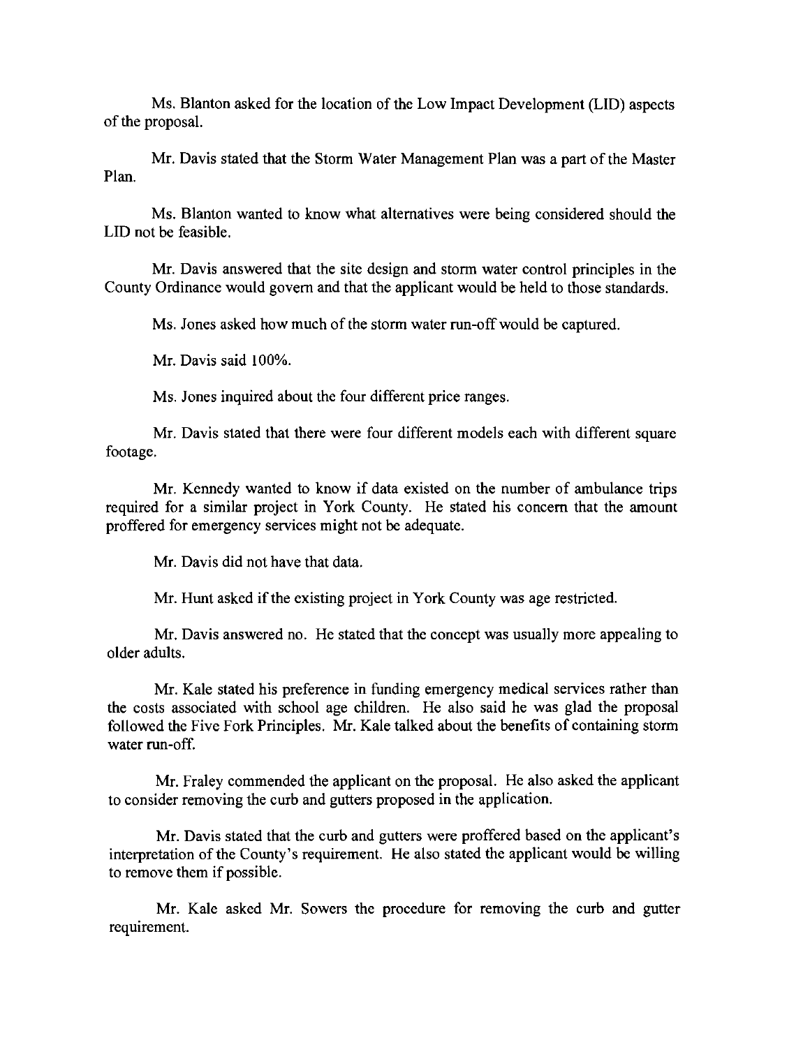Ms. Blanton asked for the location of the Low Impact Development (LID) aspects of the proposal.

Mr. Davis stated that the Storm Water Management Plan was a part of the Master Plan.

Ms. Blanton wanted to know what alternatives were being considered should the LID not be feasible.

Mr. Davis answered that the site design and storm water control principles in the County Ordinance would govern and that the applicant would be held to those standards.

Ms. Jones asked how much of the storm water run-off would be captured.

Mr. Davis said 100%.

Ms. Jones inquired about the four different price ranges.

Mr. Davis stated that there were four different models each with different square footage.

Mr. Kennedy wanted to know if data existed on the number of ambulance trips required for a similar project in York County. He stated his concern that the amount proffered for emergency services might not be adequate.

Mr. Davis did not have that data.

Mr. Hunt asked if the existing project in York County was age restricted.

Mr. Davis answered no. He stated that the concept was usually more appealing to older adults.

Mr. Kale stated his preference in funding emergency medical services rather than the costs associated with school age children. He also said he was glad the proposal followed the Five Fork Principles. Mr. Kale talked about the benefits of containing storm water run-off.

Mr. Fraley commended the applicant on the proposal. He also asked the applicant to consider removing the curb and gutters proposed in the application.

Mr. Davis stated that the curb and gutters were proffered based on the applicant's interpretation of the County's requirement. He also stated the applicant would be willing to remove them if possible.

Mr. Kale asked Mr. Sowers the procedure for removing the curb and gutter requirement.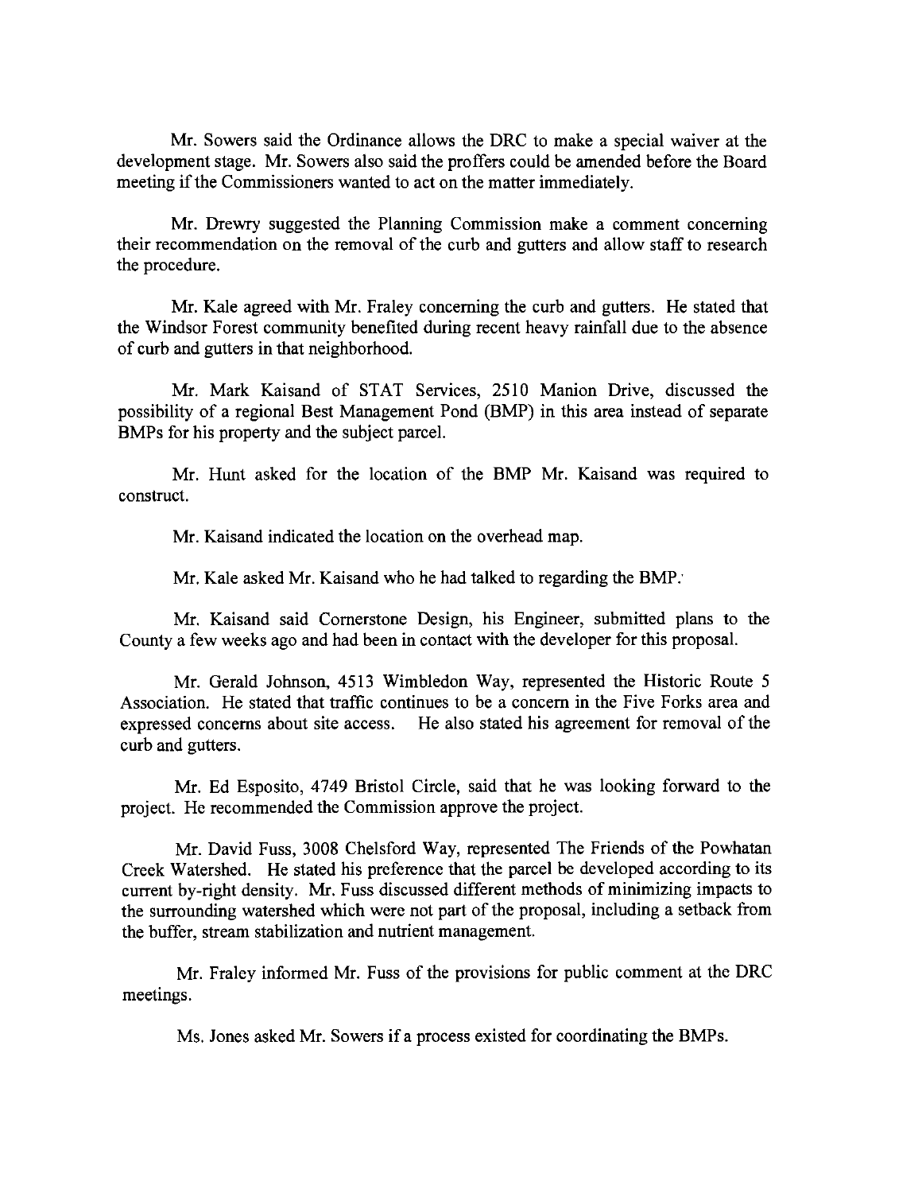Mr. Sowers said the Ordinance allows the DRC to make a special waiver at the development stage. Mr. Sowers also said the proffers could be amended before the Board meeting if the Commissioners wanted to act on the matter immediately.

Mr. Drewry suggested the Planning Commission make a comment concerning their recommendation on the removal of the curb and gutters and allow staff to research the procedure.

Mr. Kale agreed with Mr. Fraley concerning the curb and gutters. He stated that the Windsor Forest community benefited during recent heavy rainfall due to the absence of curb and gutters in that neighborhood.

Mr. Mark Kaisand of STAT Services, 2510 Manion Drive, discussed the possibility of a regional Best Management Pond (BMP) in this area instead of separate BMPs for his property and the subject parcel.

Mr. Hunt asked for the location of the BMP Mr. Kaisand was required to construct.

Mr. Kaisand indicated the location on the overhead map.

Mr. Kale asked Mr. Kaisand who he had talked to regarding the BMP.

Mr. Kaisand said Cornerstone Design, his Engineer, submitted plans to the County a few weeks ago and had been in contact with the developer for this proposal.

Mr. Gerald Johnson, 4513 Wimbledon Way, represented the Historic Route 5 Association. He stated that traffic continues to be a concern in the Five Forks area and expressed concerns about site access. He also stated his agreement for removal of the curb and gutters.

Mr. Ed Esposito, 4749 Bristol Circle, said that he was looking forward to the project. He recommended the Commission approve the project.

Mr. David Fuss, 3008 Chelsford Way, represented The Friends of the Powhatan Creek Watershed. He stated his preference that the parcel be developed according to its current by-right density. Mr. Fuss discussed different methods of minimizing impacts to the surrounding watershed which were not part of the proposal, including a setback from the buffer, stream stabilization and nutrient management.

Mr. Fraley informed Mr. Fuss of the provisions for public comment at the DRC meetings.

Ms. Jones asked Mr. Sowers if a process existed for coordinating the BMPs.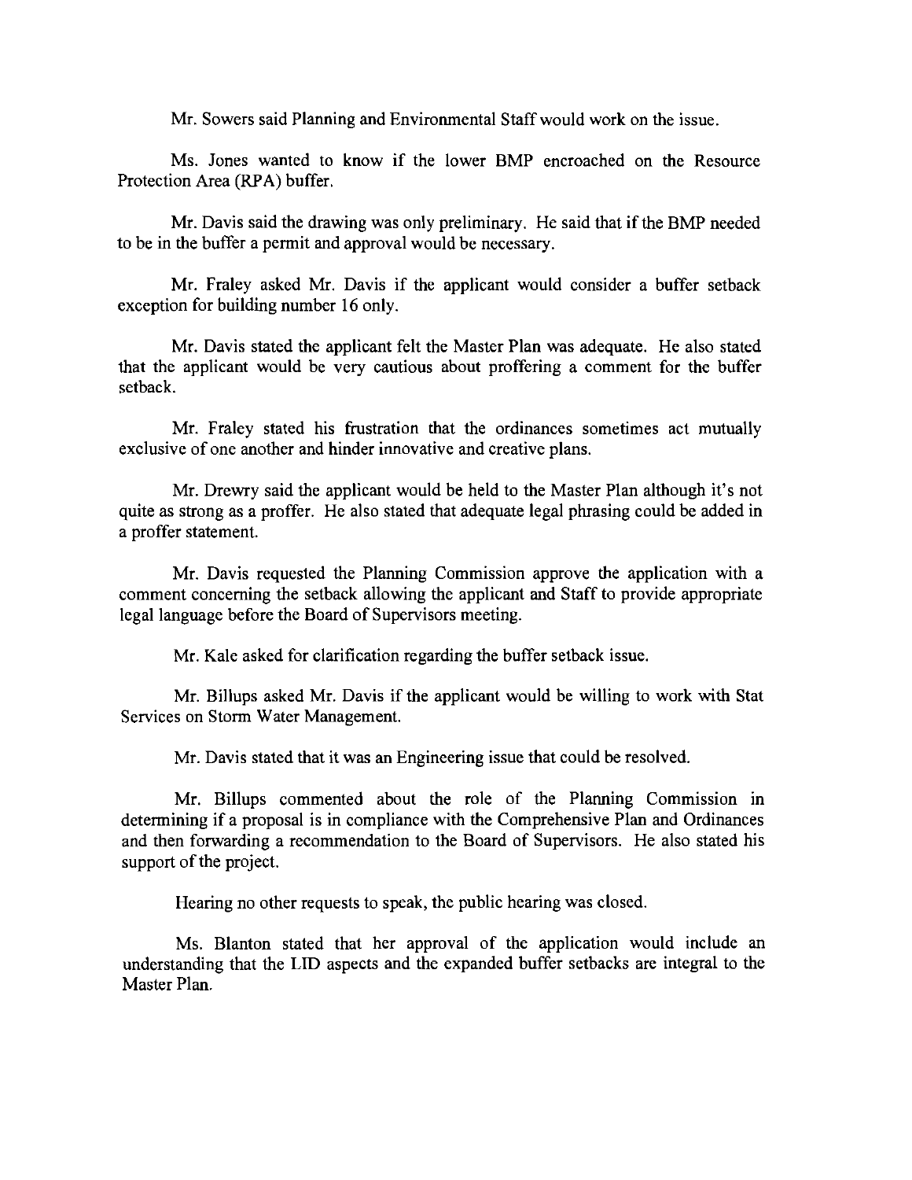Mr. Sowers said Planning and Environmental Staff would work on the issue.

Ms. Jones wanted to know if the lower BMP encroached on the Resource Protection Area (RPA) buffer.

Mr. Davis said the drawing was only preliminary. He said that if the BMP needed to be in the buffer a permit and approval would be necessary.

Mr. Fraley asked Mr. Davis if the applicant would consider a buffer setback exception for building number 16 only.

Mr. Davis stated the applicant felt the Master Plan was adequate. He also stated that the applicant would be very cautious about proffering a comment for the buffer setback.

Mr. Fraley stated his frustration that the ordinances sometimes act mutually exclusive of one another and hinder innovative and creative plans.

Mr. Drewry said the applicant would be held to the Master Plan although it's not quite as strong as a proffer. He also stated that adequate legal phrasing could be added in a proffer statement.

Mr. Davis requested the Planning Commission approve the application with a comment concerning the setback allowing the applicant and Staff to provide appropriate legal language before the Board of Supervisors meeting.

Mr. Kale asked for clarification regarding the buffer setback issue.

Mr. Billups asked Mr. Davis if the applicant would be willing to work with Stat Services on Storm Water Management.

Mr. Davis stated that it was an Engineering issue that could be resolved.

Mr. Billups commented about the role of the Planning Commission in determining if a proposal is in compliance with the Comprehensive Plan and Ordinances and then forwarding a recommendation to the Board of Supervisors. He also stated his support of the project.

Hearing no other requests to speak, the public hearing was closed.

Ms. Blanton stated that her approval of the application would include an understanding that the LID aspects and the expanded buffer setbacks are integral to the Master Plan.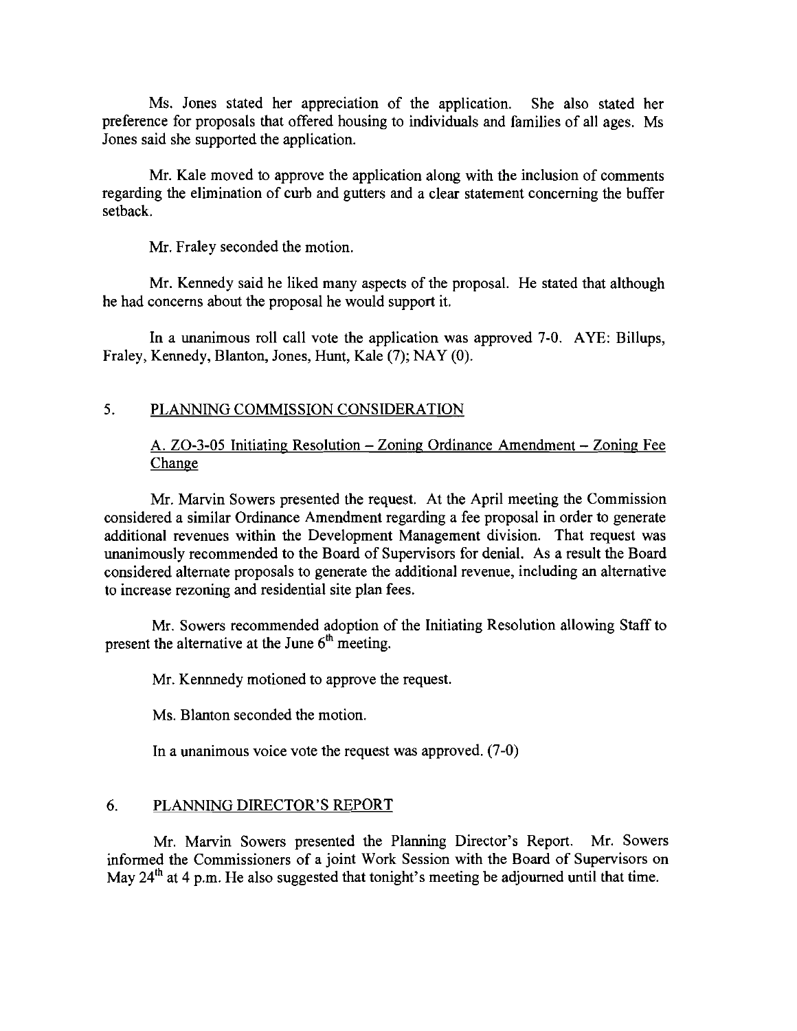Ms. Jones stated her appreciation of the application. She also stated her preference for proposals that offered housing to individuals and families of all ages. Ms Jones said she supported the application.

Mr. Kale moved to approve the application along with the inclusion of comments regarding the elimination of curb and gutters and a clear statement concerning the buffer setback.

Mr. Fraley seconded the motion.

Mr. Kennedy said he liked many aspects of the proposal. He stated that although he had concerns about the proposal he would support it.

In a unanimous roll call vote the application was approved 7-0. AYE: Billups, Fraley, Kennedy, Blanton, Jones, Hunt, Kale (7); NAY (0).

## 5. PLANNING COMMISSION CONSIDERATION

### A. ZO-3-05 Initiating Resolution – Zoning Ordinance Amendment – Zoning Fee Change

Mr. Marvin Sowers presented the request. At the April meeting the Commission considered a similar Ordinance Amendment regarding a fee proposal in order to generate additional revenues within the Development Management division. That request was unanimously recommended to the Board of Supervisors for denial. As a result the Board considered alternate proposals to generate the additional revenue, including an alternative to increase rezoning and residential site plan fees.

Mr. Sowers recommended adoption of the Initiating Resolution allowing Staff to present the alternative at the June 6th meeting.

Mr. Kennnedy motioned to approve the request.

Ms. Blanton seconded the motion.

In a unanimous voice vote the request was approved. (7-0)

## 6. PLANNING DIRECTOR'S REPORT

Mr. Marvin Sowers presented the Planning Director's Report. Mr. Sowers informed the Commissioners of a joint Work Session with the Board of Supervisors on May 24th at 4 p.m. He also suggested that tonight's meeting be adjourned until that time.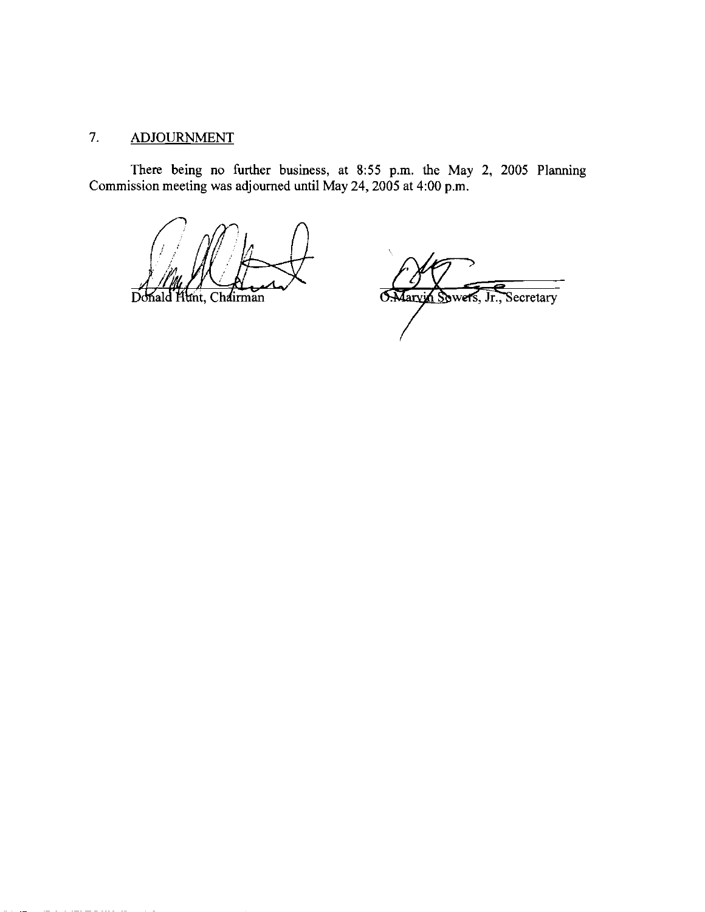## 7. ADJOURNMENT

There being no further business, at 8:55 p.m. the May 2, 2005 Planning Commission meeting was adjourned until May 24, 2005 at 4:00 p.m.

Donald Hunt, Chairman

O. Marvin Sowers, Jr., Secretary